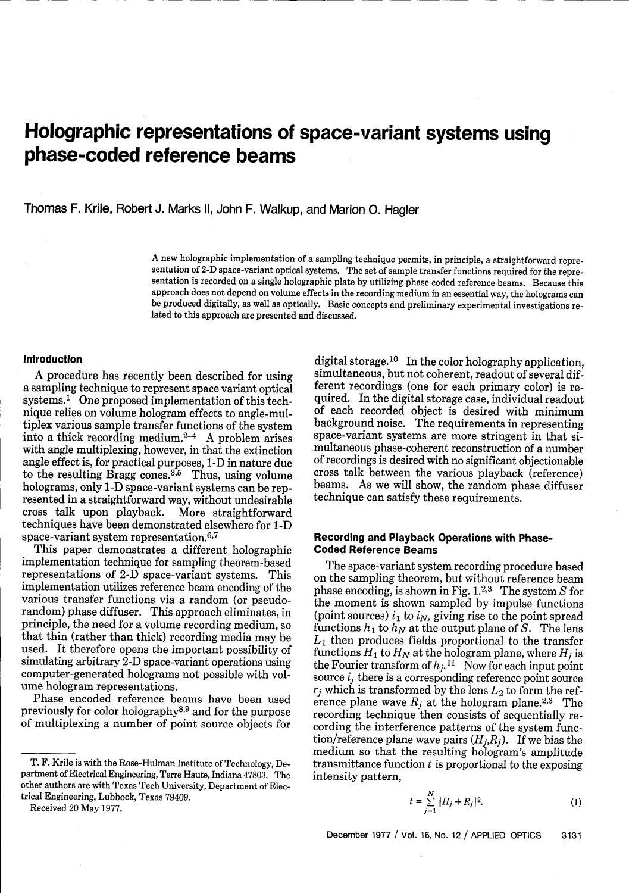# Holographic representations of space-variant systems using phase-coded reference beams

Thomas F. Krile, Robert J. Marks II, John F. Walkup, and Marion O. Hagler

A new holographic implementation of a sampling technique permits, in principle, a straightforward representation of 2-D space-variant optical systems. The set of sample transfer functions required for the representation is recorded on a single holographic plate by utilizing phase coded reference beams. Because this approach does not depend on volume effects in the recording medium in an essential way, the holograms can be produced digitally, as well as optically. Basic concepts and preliminary experimental investigations related to this approach are presented and discussed.

## Introduction

A procedure has recently been described for using a sampling technique to represent space variant optical systems.[1] One proposed implementation of this technique relies on volume hologram effects to angle-multiplex various sample transfer functions of the system into a thick recording medium.[2–4] A problem arises with angle multiplexing, however, in that the extinction angle effect is, for practical purposes, 1-D in nature due to the resulting Bragg cones.[3,5] Thus, using volume holograms, only 1-D space-variant systems can be represented in a straightforward way, without undesirable cross talk upon playback. More straightforward techniques have been demonstrated elsewhere for 1-D space-variant system representation.[6,7]

This paper demonstrates a different holographic implementation technique for sampling theorem-based representations of 2-D space-variant systems. This implementation utilizes reference beam encoding of the various transfer functions via a random (or pseudorandom) phase diffuser. This approach eliminates, in principle, the need for a volume recording medium, so that thin (rather than thick) recording media may be used. It therefore opens the important possibility of simulating arbitrary 2-D space-variant operations using computer-generated holograms not possible with volume hologram representations.

Phase encoded reference beams have been used previously for color holography[8,9] and for the purpose of multiplexing a number of point source objects for digital storage.[10] In the color holography application, simultaneous, but not coherent, readout of several different recordings (one for each primary color) is required. In the digital storage case, individual readout of each recorded object is desired with minimum background noise. The requirements in representing space-variant systems are more stringent in that simultaneous phase-coherent reconstruction of a number of recordings is desired with no significant objectionable cross talk between the various playback (reference) beams. As we will show, the random phase diffuser technique can satisfy these requirements.

## Recording and Playback Operations with Phase-Coded Reference Beams

The space-variant system recording procedure based on the sampling theorem, but without reference beam phase encoding, is shown in Fig. 1.[2,3] The system $S$ for the moment is shown sampled by impulse functions (point sources) $i_1$ to $i_N$, giving rise to the point spread functions $h_1$ to $h_N$ at the output plane of $S$. The lens $L_1$ then produces fields proportional to the transfer functions $H_1$ to $H_N$ at the hologram plane, where $H_j$ is the Fourier transform of $h_j$.[11] Now for each input point source $i_j$ there is a corresponding reference point source $r_j$ which is transformed by the lens $L_2$ to form the reference plane wave $R_j$ at the hologram plane.[2,3] The recording technique then consists of sequentially recording the interference patterns of the system function/reference plane wave pairs $(H_j,R_j)$. If we bias the medium so that the resulting hologram's amplitude transmittance function $t$ is proportional to the exposing intensity pattern,

$$t = \sum_{j=1}^{N} |H_j + R_j|^2. \quad (1)$$

T. F. Krile is with the Rose-Hulman Institute of Technology, Department of Electrical Engineering, Terre Haute, Indiana 47803. The other authors are with Texas Tech University, Department of Electrical Engineering, Lubbock, Texas 79409.

Received 20 May 1977.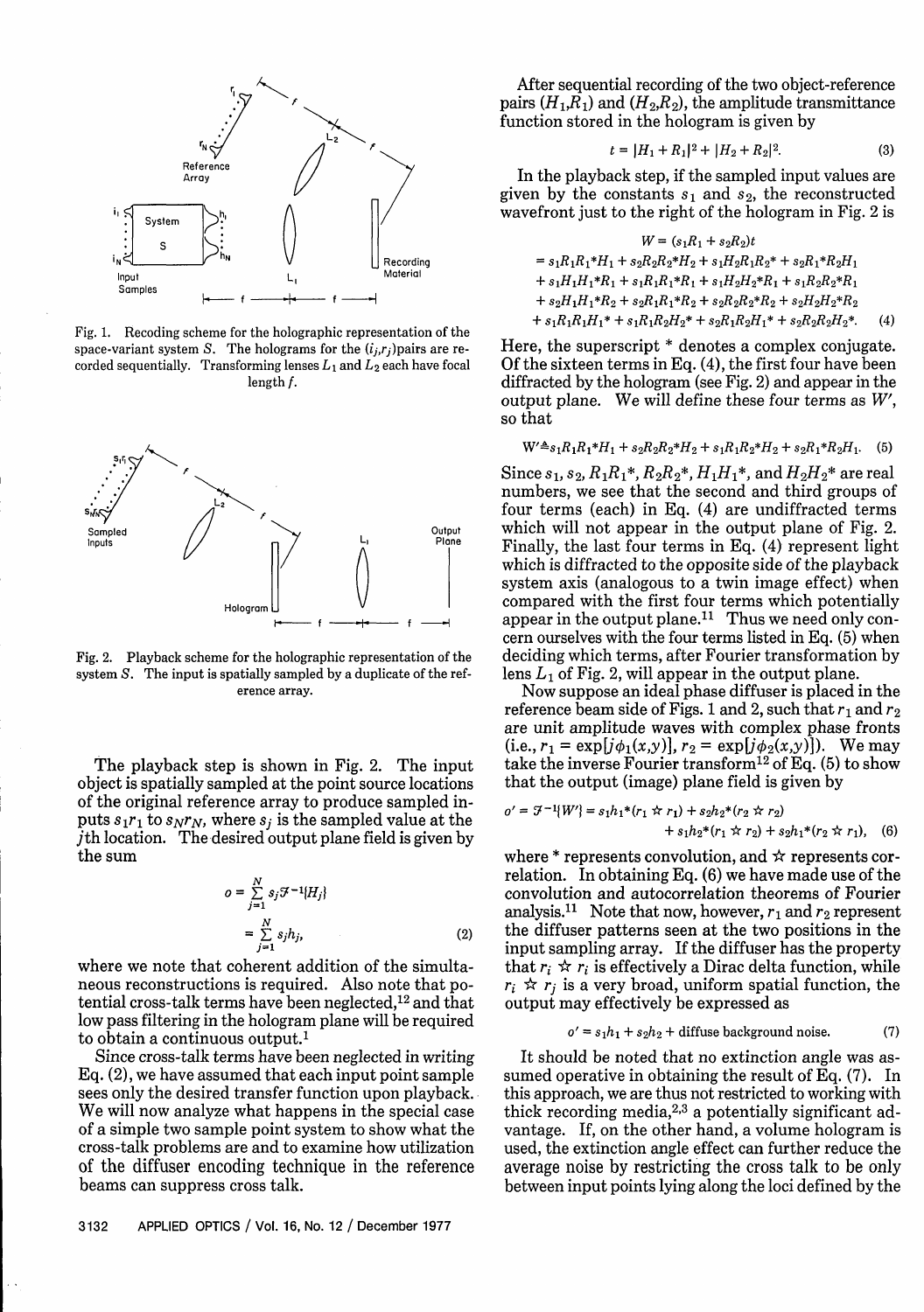Fig. 1. Recoding scheme for the holographic representation of the space-variant system $S$. The holograms for the $(i_j,r_j)$pairs are recorded sequentially. Transforming lenses $L_1$ and $L_2$ each have focal length $f$.

Fig. 2. Playback scheme for the holographic representation of the system $S$. The input is spatially sampled by a duplicate of the reference array.

The playback step is shown in Fig. 2. The input object is spatially sampled at the point source locations of the original reference array to produce sampled inputs $s_1r_1$ to $s_Nr_N$, where $s_j$ is the sampled value at the $j$th location. The desired output plane field is given by the sum

$$o = \sum_{j=1}^{N} s_j \mathcal{F}^{-1}\{H_j\} = \sum_{j=1}^{N} s_j h_j, \tag{2}$$

where we note that coherent addition of the simultaneous reconstructions is required. Also note that potential cross-talk terms have been neglected,[12] and that low pass filtering in the hologram plane will be required to obtain a continuous output.[1]

Since cross-talk terms have been neglected in writing Eq. (2), we have assumed that each input point sample sees only the desired transfer function upon playback. We will now analyze what happens in the special case of a simple two sample point system to show what the cross-talk problems are and to examine how utilization of the diffuser encoding technique in the reference beams can suppress cross talk.

After sequential recording of the two object-reference pairs $(H_1,R_1)$ and $(H_2,R_2)$, the amplitude transmittance function stored in the hologram is given by

$$t = |H_1 + R_1|^2 + |H_2 + R_2|^2. \tag{3}$$

In the playback step, if the sampled input values are given by the constants $s_1$ and $s_2$, the reconstructed wavefront just to the right of the hologram in Fig. 2 is

$$\begin{aligned} W &= (s_1R_1 + s_2R_2)t \\ &= s_1R_1R_1^*H_1 + s_2R_2R_2^*H_2 + s_1H_2R_1R_2^* + s_2R_1^*R_2H_1 \\ &\quad + s_1H_1H_1^*R_1 + s_1R_1R_1^*R_1 + s_1H_2H_2^*R_1 + s_1R_2R_2^*R_1 \\ &\quad + s_2H_1H_1^*R_2 + s_2R_1R_1^*R_2 + s_2R_2R_2^*R_2 + s_2H_2H_2^*R_2 \\ &\quad + s_1R_1R_1H_1^* + s_1R_1R_2H_2^* + s_2R_1R_2H_1^* + s_2R_2R_2H_2^*. \end{aligned} \tag{4}$$

Here, the superscript * denotes a complex conjugate. Of the sixteen terms in Eq. (4), the first four have been diffracted by the hologram (see Fig. 2) and appear in the output plane. We will define these four terms as $W'$, so that

$$W' \triangleq s_1R_1R_1^*H_1 + s_2R_2R_2^*H_2 + s_1R_1R_2^*H_2 + s_2R_1^*R_2H_1. \tag{5}$$

Since $s_1$, $s_2$, $R_1R_1^*$, $R_2R_2^*$, $H_1H_1^*$, and $H_2H_2^*$ are real numbers, we see that the second and third groups of four terms (each) in Eq. (4) are undiffracted terms which will not appear in the output plane of Fig. 2. Finally, the last four terms in Eq. (4) represent light which is diffracted to the opposite side of the playback system axis (analogous to a twin image effect) when compared with the first four terms which potentially appear in the output plane.[11] Thus we need only concern ourselves with the four terms listed in Eq. (5) when deciding which terms, after Fourier transformation by lens $L_1$ of Fig. 2, will appear in the output plane.

Now suppose an ideal phase diffuser is placed in the reference beam side of Figs. 1 and 2, such that $r_1$ and $r_2$ are unit amplitude waves with complex phase fronts (i.e., $r_1 = \exp[j\phi_1(x,y)]$, $r_2 = \exp[j\phi_2(x,y)]$). We may take the inverse Fourier transform[12] of Eq. (5) to show that the output (image) plane field is given by

$$o' = \mathcal{F}^{-1}\{W'\} = s_1h_1*(r_1 \star r_1) + s_2h_2*(r_2 \star r_2) + s_1h_2*(r_1 \star r_2) + s_2h_1*(r_2 \star r_1), \tag{6}$$

where * represents convolution, and $\star$ represents correlation. In obtaining Eq. (6) we have made use of the convolution and autocorrelation theorems of Fourier analysis.[11] Note that now, however, $r_1$ and $r_2$ represent the diffuser patterns seen at the two positions in the input sampling array. If the diffuser has the property that $r_i \star r_i$ is effectively a Dirac delta function, while $r_i \star r_j$ is a very broad, uniform spatial function, the output may effectively be expressed as

$$o' = s_1h_1 + s_2h_2 + \text{diffuse background noise}. \tag{7}$$

It should be noted that no extinction angle was assumed operative in obtaining the result of Eq. (7). In this approach, we are thus not restricted to working with thick recording media,[2,3] a potentially significant advantage. If, on the other hand, a volume hologram is used, the extinction angle effect can further reduce the average noise by restricting the cross talk to be only between input points lying along the loci defined by the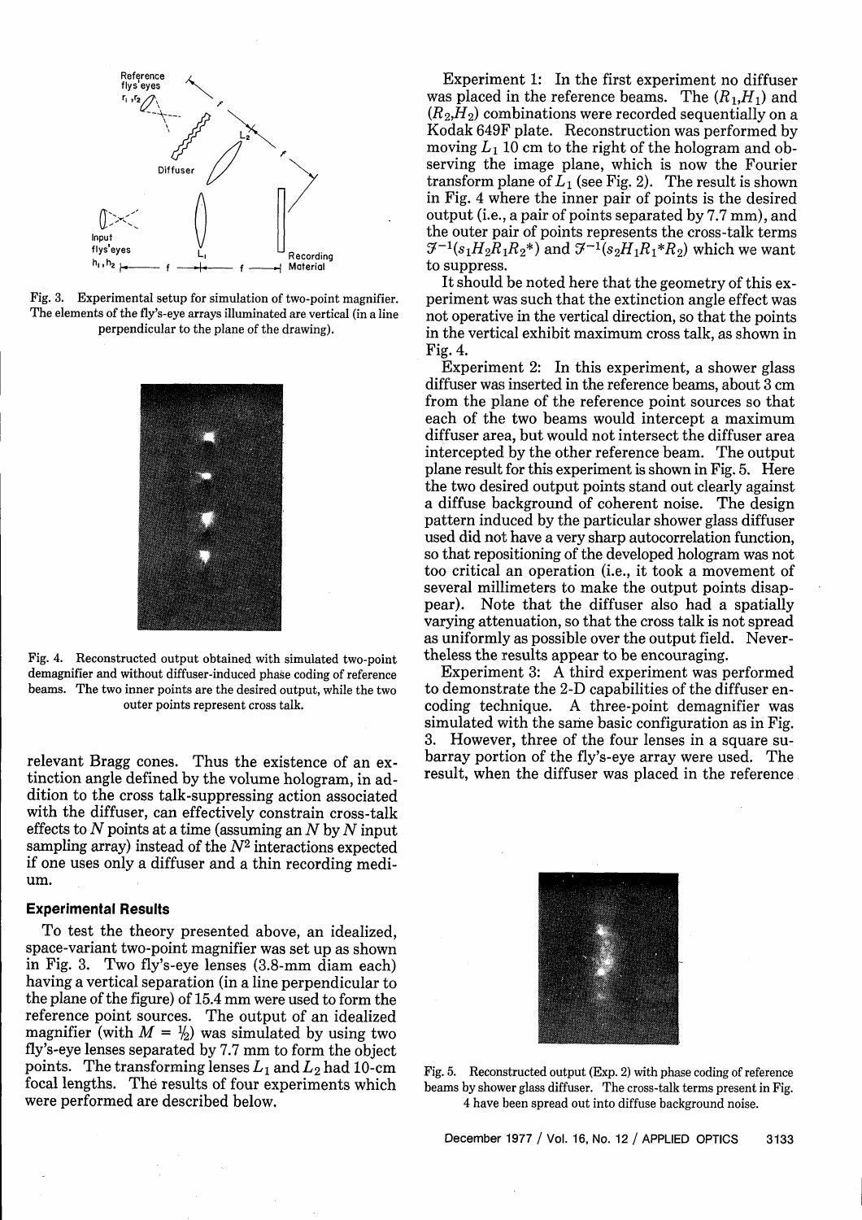Fig. 3. Experimental setup for simulation of two-point magnifier. The elements of the fly's-eye arrays illuminated are vertical (in a line perpendicular to the plane of the drawing).

Fig. 4. Reconstructed output obtained with simulated two-point demagnifier and without diffuser-induced phase coding of reference beams. The two inner points are the desired output, while the two outer points represent cross talk.

relevant Bragg cones. Thus the existence of an extinction angle defined by the volume hologram, in addition to the cross talk-suppressing action associated with the diffuser, can effectively constrain cross-talk effects to $N$ points at a time (assuming an $N$ by $N$ input sampling array) instead of the $N^2$ interactions expected if one uses only a diffuser and a thin recording medium.

## Experimental Results

To test the theory presented above, an idealized, space-variant two-point magnifier was set up as shown in Fig. 3. Two fly's-eye lenses (3.8-mm diam each) having a vertical separation (in a line perpendicular to the plane of the figure) of 15.4 mm were used to form the reference point sources. The output of an idealized magnifier (with $M = \frac{1}{2}$) was simulated by using two fly's-eye lenses separated by 7.7 mm to form the object points. The transforming lenses $L_1$ and $L_2$ had 10-cm focal lengths. The results of four experiments which were performed are described below.

Experiment 1: In the first experiment no diffuser was placed in the reference beams. The $(R_1,H_1)$ and $(R_2,H_2)$ combinations were recorded sequentially on a Kodak 649F plate. Reconstruction was performed by moving $L_1$ 10 cm to the right of the hologram and observing the image plane, which is now the Fourier transform plane of $L_1$ (see Fig. 2). The result is shown in Fig. 4 where the inner pair of points is the desired output (i.e., a pair of points separated by 7.7 mm), and the outer pair of points represents the cross-talk terms $\mathcal{F}^{-1}(s_1H_2R_1R_2^*)$ and $\mathcal{F}^{-1}(s_2H_1R_1^*R_2)$ which we want to suppress.

It should be noted here that the geometry of this experiment was such that the extinction angle effect was not operative in the vertical direction, so that the points in the vertical exhibit maximum cross talk, as shown in Fig. 4.

Experiment 2: In this experiment, a shower glass diffuser was inserted in the reference beams, about 3 cm from the plane of the reference point sources so that each of the two beams would intercept a maximum diffuser area, but would not intersect the diffuser area intercepted by the other reference beam. The output plane result for this experiment is shown in Fig. 5. Here the two desired output points stand out clearly against a diffuse background of coherent noise. The design pattern induced by the particular shower glass diffuser used did not have a very sharp autocorrelation function, so that repositioning of the developed hologram was not too critical an operation (i.e., it took a movement of several millimeters to make the output points disappear). Note that the diffuser also had a spatially varying attenuation, so that the cross talk is not spread as uniformly as possible over the output field. Nevertheless the results appear to be encouraging.

Experiment 3: A third experiment was performed to demonstrate the 2-D capabilities of the diffuser encoding technique. A three-point demagnifier was simulated with the same basic configuration as in Fig. 3. However, three of the four lenses in a square subarray portion of the fly's-eye array were used. The result, when the diffuser was placed in the reference

Fig. 5. Reconstructed output (Exp. 2) with phase coding of reference beams by shower glass diffuser. The cross-talk terms present in Fig. 4 have been spread out into diffuse background noise.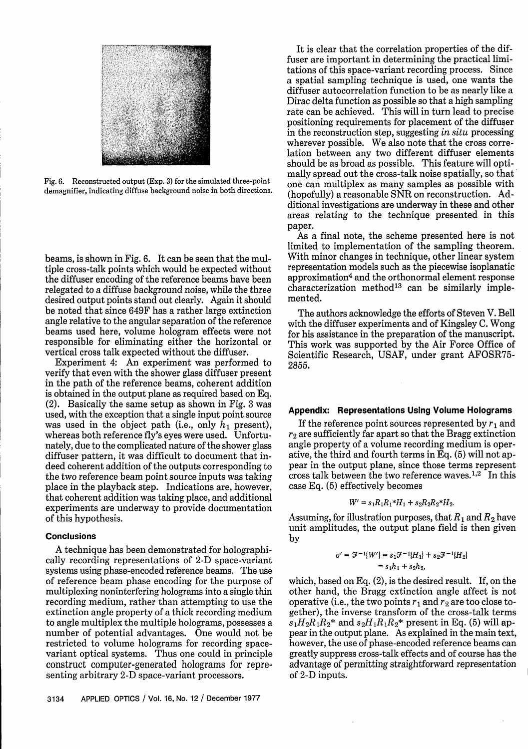Fig. 6. Reconstructed output (Exp. 3) for the simulated three-point demagnifier, indicating diffuse background noise in both directions.

beams, is shown in Fig. 6. It can be seen that the multiple cross-talk points which would be expected without the diffuser encoding of the reference beams have been relegated to a diffuse background noise, while the three desired output points stand out clearly. Again it should be noted that since 649F has a rather large extinction angle relative to the angular separation of the reference beams used here, volume hologram effects were not responsible for eliminating either the horizontal or vertical cross talk expected without the diffuser.

Experiment 4: An experiment was performed to verify that even with the shower glass diffuser present in the path of the reference beams, coherent addition is obtained in the output plane as required based on Eq. (2). Basically the same setup as shown in Fig. 3 was used, with the exception that a single input point source was used in the object path (i.e., only $h_1$ present), whereas both reference fly's eyes were used. Unfortunately, due to the complicated nature of the shower glass diffuser pattern, it was difficult to document that indeed coherent addition of the outputs corresponding to the two reference beam point source inputs was taking place in the playback step. Indications are, however, that coherent addition was taking place, and additional experiments are underway to provide documentation of this hypothesis.

## Conclusions

A technique has been demonstrated for holographically recording representations of 2-D space-variant systems using phase-encoded reference beams. The use of reference beam phase encoding for the purpose of multiplexing noninterfering holograms into a single thin recording medium, rather than attempting to use the extinction angle property of a thick recording medium to angle multiplex the multiple holograms, possesses a number of potential advantages. One would not be restricted to volume holograms for recording space-variant optical systems. Thus one could in principle construct computer-generated holograms for representing arbitrary 2-D space-variant processors.

It is clear that the correlation properties of the diffuser are important in determining the practical limitations of this space-variant recording process. Since a spatial sampling technique is used, one wants the diffuser autocorrelation function to be as nearly like a Dirac delta function as possible so that a high sampling rate can be achieved. This will in turn lead to precise positioning requirements for placement of the diffuser in the reconstruction step, suggesting *in situ* processing wherever possible. We also note that the cross correlation between any two different diffuser elements should be as broad as possible. This feature will optimally spread out the cross-talk noise spatially, so that one can multiplex as many samples as possible with (hopefully) a reasonable SNR on reconstruction. Additional investigations are underway in these and other areas relating to the technique presented in this paper.

As a final note, the scheme presented here is not limited to implementation of the sampling theorem. With minor changes in technique, other linear system representation models such as the piecewise isoplanatic approximation[4] and the orthonormal element response characterization method[13] can be similarly implemented.

The authors acknowledge the efforts of Steven V. Bell with the diffuser experiments and of Kingsley C. Wong for his assistance in the preparation of the manuscript. This work was supported by the Air Force Office of Scientific Research, USAF, under grant AFOSR75-2855.

## Appendix: Representations Using Volume Holograms

If the reference point sources represented by $r_1$ and $r_2$ are sufficiently far apart so that the Bragg extinction angle property of a volume recording medium is operative, the third and fourth terms in Eq. (5) will not appear in the output plane, since those terms represent cross talk between the two reference waves.[1,2] In this case Eq. (5) effectively becomes

$$W' = s_1 R_1 R_1^* H_1 + s_2 R_2 R_2^* H_2.$$

Assuming, for illustration purposes, that $R_1$ and $R_2$ have unit amplitudes, the output plane field is then given by

$$o' = \mathcal{F}^{-1}\{W'\} = s_1 \mathcal{F}^{-1}\{H_1\} + s_2 \mathcal{F}^{-1}\{H_2\} = s_1 h_1 + s_2 h_2,$$

which, based on Eq. (2), is the desired result. If, on the other hand, the Bragg extinction angle affect is not operative (i.e., the two points $r_1$ and $r_2$ are too close together), the inverse transform of the cross-talk terms $s_1 H_2 R_1 R_2^*$ and $s_2 H_1 R_1 R_2^*$ present in Eq. (5) will appear in the output plane. As explained in the main text, however, the use of phase-encoded reference beams can greatly suppress cross-talk effects and of course has the advantage of permitting straightforward representation of 2-D inputs.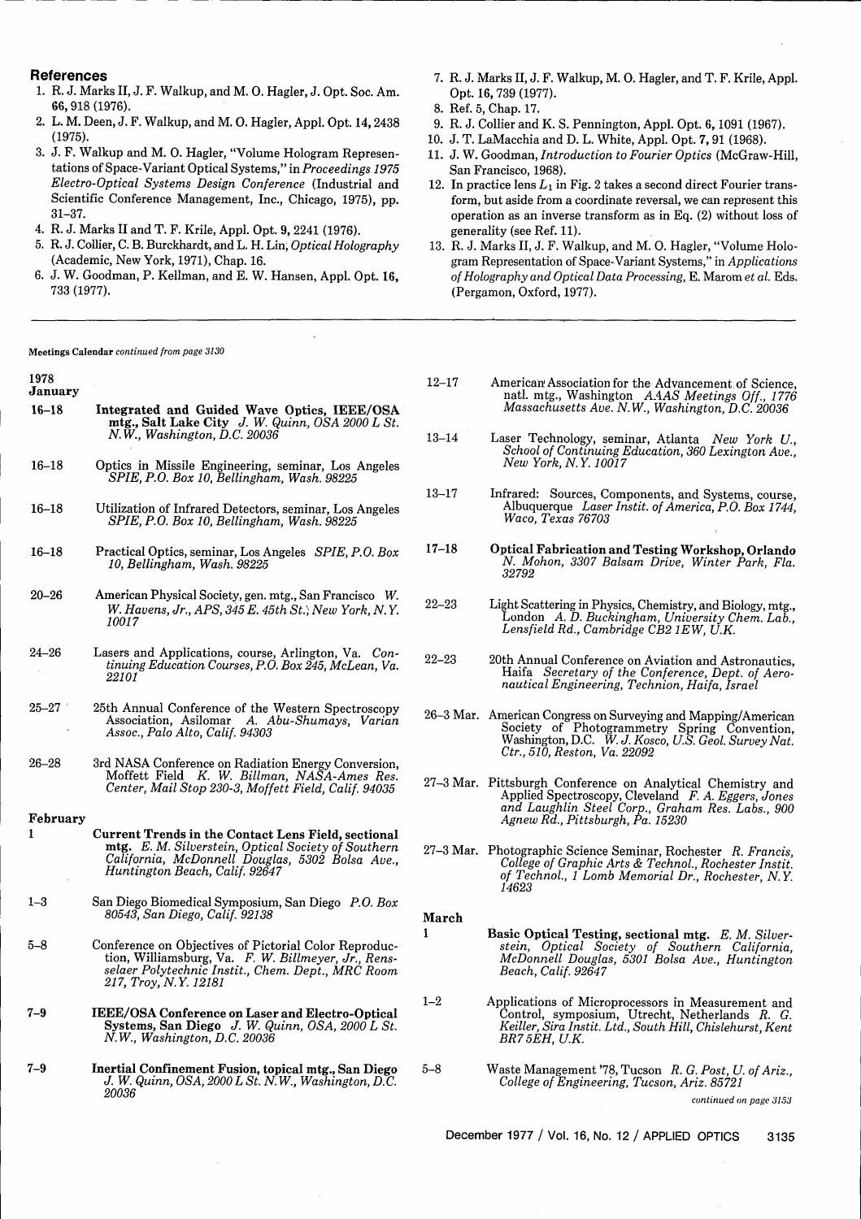## References

1. R. J. Marks II, J. F. Walkup, and M. O. Hagler, J. Opt. Soc. Am. **66**, 918 (1976).
2. L. M. Deen, J. F. Walkup, and M. O. Hagler, Appl. Opt. **14**, 2438 (1975).
3. J. F. Walkup and M. O. Hagler, "Volume Hologram Representations of Space-Variant Optical Systems," in *Proceedings 1975 Electro-Optical Systems Design Conference* (Industrial and Scientific Conference Management, Inc., Chicago, 1975), pp. 31–37.
4. R. J. Marks II and T. F. Krile, Appl. Opt. **9**, 2241 (1976).
5. R. J. Collier, C. B. Burckhardt, and L. H. Lin, *Optical Holography* (Academic, New York, 1971), Chap. 16.
6. J. W. Goodman, P. Kellman, and E. W. Hansen, Appl. Opt. **16**, 733 (1977).
7. R. J. Marks II, J. F. Walkup, M. O. Hagler, and T. F. Krile, Appl. Opt. **16**, 739 (1977).
8. Ref. 5, Chap. 17.
9. R. J. Collier and K. S. Pennington, Appl. Opt. **6**, 1091 (1967).
10. J. T. LaMacchia and D. L. White, Appl. Opt. **7**, 91 (1968).
11. J. W. Goodman, *Introduction to Fourier Optics* (McGraw-Hill, San Francisco, 1968).
12. In practice lens $L_1$ in Fig. 2 takes a second direct Fourier transform, but aside from a coordinate reversal, we can represent this operation as an inverse transform as in Eq. (2) without loss of generality (see Ref. 11).
13. R. J. Marks II, J. F. Walkup, and M. O. Hagler, "Volume Hologram Representation of Space-Variant Systems," in *Applications of Holography and Optical Data Processing*, E. Marom *et al.* Eds. (Pergamon, Oxford, 1977).

---

Meetings Calendar *continued from page 3130*

**1978**

**January**

**16–18** **Integrated and Guided Wave Optics, IEEE/OSA mtg., Salt Lake City** *J. W. Quinn, OSA 2000 L St. N.W., Washington, D.C. 20036*

16–18 Optics in Missile Engineering, seminar, Los Angeles *SPIE, P.O. Box 10, Bellingham, Wash. 98225*

16–18 Utilization of Infrared Detectors, seminar, Los Angeles *SPIE, P.O. Box 10, Bellingham, Wash. 98225*

16–18 Practical Optics, seminar, Los Angeles *SPIE, P.O. Box 10, Bellingham, Wash. 98225*

20–26 American Physical Society, gen. mtg., San Francisco *W. W. Havens, Jr., APS, 345 E. 45th St., New York, N.Y. 10017*

24–26 Lasers and Applications, course, Arlington, Va. *Continuing Education Courses, P.O. Box 245, McLean, Va. 22101*

25–27 25th Annual Conference of the Western Spectroscopy Association, Asilomar *A. Abu-Shumays, Varian Assoc., Palo Alto, Calif. 94303*

26–28 3rd NASA Conference on Radiation Energy Conversion, Moffett Field *K. W. Billman, NASA-Ames Res. Center, Mail Stop 230-3, Moffett Field, Calif. 94035*

**February**

**1** **Current Trends in the Contact Lens Field, sectional mtg.** *E. M. Silverstein, Optical Society of Southern California, McDonnell Douglas, 5302 Bolsa Ave., Huntington Beach, Calif. 92647*

1–3 San Diego Biomedical Symposium, San Diego *P.O. Box 80543, San Diego, Calif. 92138*

5–8 Conference on Objectives of Pictorial Color Reproduction, Williamsburg, Va. *F. W. Billmeyer, Jr., Rensselaer Polytechnic Instit., Chem. Dept., MRC Room 217, Troy, N.Y. 12181*

**7–9** **IEEE/OSA Conference on Laser and Electro-Optical Systems, San Diego** *J. W. Quinn, OSA, 2000 L St. N.W., Washington, D.C. 20036*

**7–9** **Inertial Confinement Fusion, topical mtg., San Diego** *J. W. Quinn, OSA, 2000 L St. N.W., Washington, D.C. 20036*

12–17 American Association for the Advancement of Science, natl. mtg., Washington *AAAS Meetings Off., 1776 Massachusetts Ave. N.W., Washington, D.C. 20036*

13–14 Laser Technology, seminar, Atlanta *New York U., School of Continuing Education, 360 Lexington Ave., New York, N.Y. 10017*

13–17 Infrared: Sources, Components, and Systems, course, Albuquerque *Laser Instit. of America, P.O. Box 1744, Waco, Texas 76703*

**17–18** **Optical Fabrication and Testing Workshop, Orlando** *N. Mohon, 3307 Balsam Drive, Winter Park, Fla. 32792*

22–23 Light Scattering in Physics, Chemistry, and Biology, mtg., London *A. D. Buckingham, University Chem. Lab., Lensfield Rd., Cambridge CB2 1EW, U.K.*

22–23 20th Annual Conference on Aviation and Astronautics, Haifa *Secretary of the Conference, Dept. of Aeronautical Engineering, Technion, Haifa, Israel*

26–3 Mar. American Congress on Surveying and Mapping/American Society of Photogrammetry Spring Convention, Washington, D.C. *W. J. Kosco, U.S. Geol. Survey Nat. Ctr., 510, Reston, Va. 22092*

27–3 Mar. Pittsburgh Conference on Analytical Chemistry and Applied Spectroscopy, Cleveland *F. A. Eggers, Jones and Laughlin Steel Corp., Graham Res. Labs., 900 Agnew Rd., Pittsburgh, Pa. 15230*

27–3 Mar. Photographic Science Seminar, Rochester *R. Francis, College of Graphic Arts & Technol., Rochester Instit. of Technol., 1 Lomb Memorial Dr., Rochester, N.Y. 14623*

**March**

**1** **Basic Optical Testing, sectional mtg.** *E. M. Silverstein, Optical Society of Southern California, McDonnell Douglas, 5301 Bolsa Ave., Huntington Beach, Calif. 92647*

1–2 Applications of Microprocessors in Measurement and Control, symposium, Utrecht, Netherlands *R. G. Keiller, Sira Instit. Ltd., South Hill, Chislehurst, Kent BR7 5EH, U.K.*

5–8 Waste Management '78, Tucson *R. G. Post, U. of Ariz., College of Engineering, Tucson, Ariz. 85721*

*continued on page 3153*